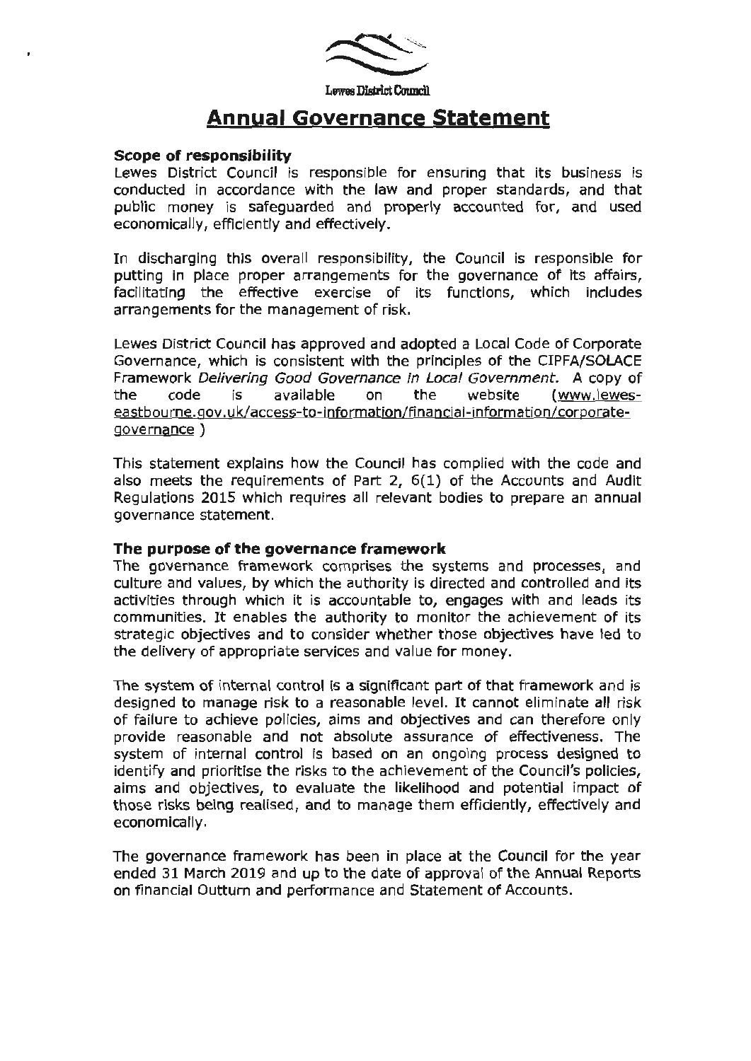Lewes District Council

# Annual Governance Statement

### Scope of responsibility

Lewes District Council is responsible for ensuring that its business is conducted in accordance with the law and proper standards, and that public money is safeguarded and properly accounted for, and used economically, efficiently and effectively.

In discharging this overall responsibility, the Council is responsible for putting in place proper arrangements for the governance of its affairs, facilitating the effective exercise of its functions, which includes arrangements for the management of risk.

Lewes District Council has approved and adopted a Local Code of Corporate Governance, which is consistent with the principles of the CIPFA/SOLACE Framework *Delivering Good Governance in Local Government.* A copy of the code is available on the website (www.lewes-eastbourne.gov.uk/access-to-information/financial-information/corporate-governance )

This statement explains how the Council has complied with the code and also meets the requirements of Part 2, 6(1) of the Accounts and Audit Regulations 2015 which requires all relevant bodies to prepare an annual governance statement.

### The purpose of the governance framework

The governance framework comprises the systems and processes, and culture and values, by which the authority is directed and controlled and its activities through which it is accountable to, engages with and leads its communities. It enables the authority to monitor the achievement of its strategic objectives and to consider whether those objectives have led to the delivery of appropriate services and value for money.

The system of internal control is a significant part of that framework and is designed to manage risk to a reasonable level. It cannot eliminate all risk of failure to achieve policies, aims and objectives and can therefore only provide reasonable and not absolute assurance of effectiveness. The system of internal control is based on an ongoing process designed to identify and prioritise the risks to the achievement of the Council's policies, aims and objectives, to evaluate the likelihood and potential impact of those risks being realised, and to manage them efficiently, effectively and economically.

The governance framework has been in place at the Council for the year ended 31 March 2019 and up to the date of approval of the Annual Reports on financial Outturn and performance and Statement of Accounts.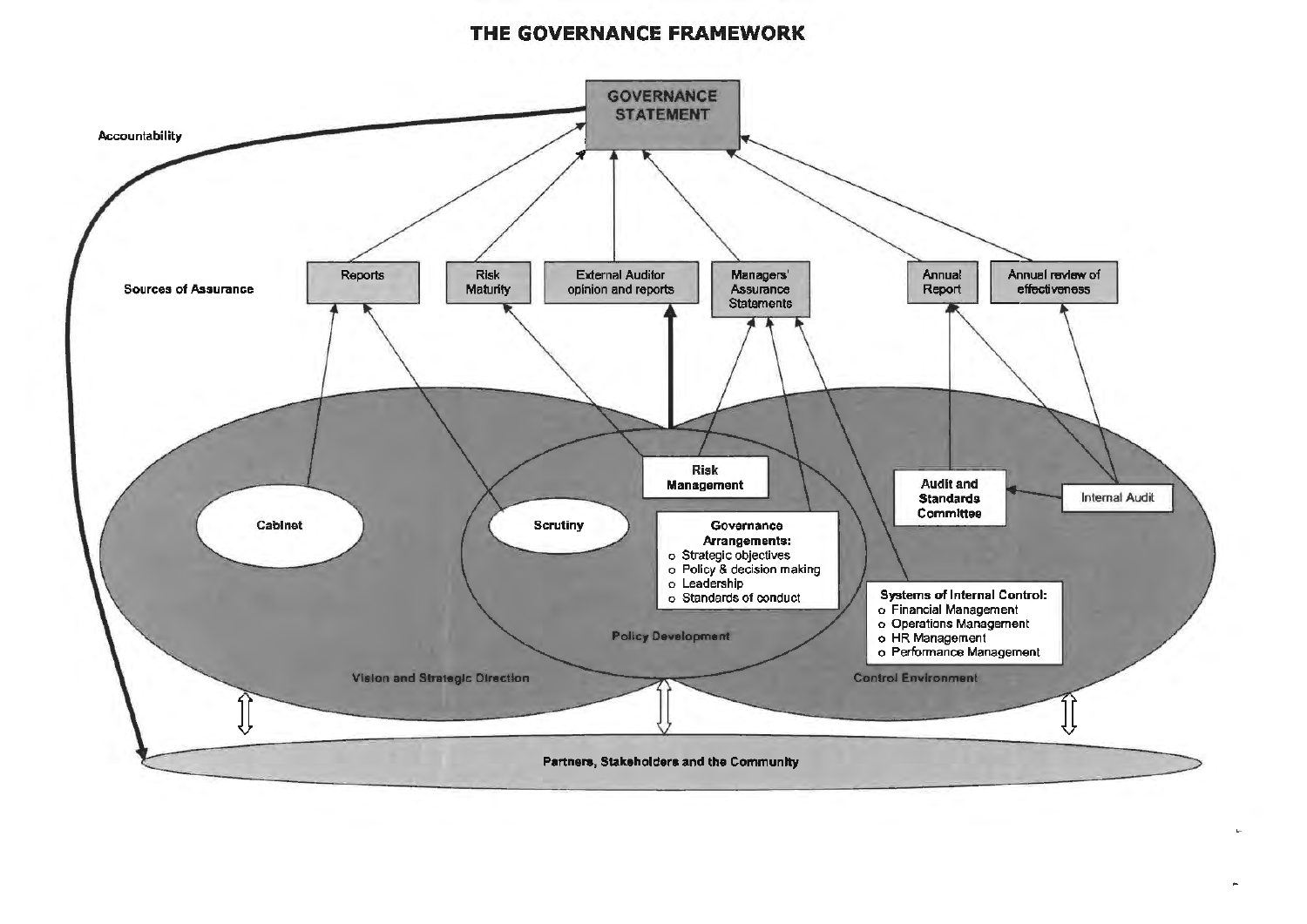# THE GOVERNANCE FRAMEWORK

**GOVERNANCE STATEMENT**

Accountability

Sources of Assurance

- Reports
- Risk Maturity
- External Auditor opinion and reports
- Managers' Assurance Statements
- Annual Report
- Annuel review of effectiveness

Cabinet

Scrutiny

**Risk Management**

**Governance Arrangements:**

- Strategic objectives
- Policy & decision making
- Leadership
- Standards of conduct

Policy Development

**Audit and Standards Committee**

Internal Audit

**Systems of Internal Control:**

- Financial Management
- Operations Management
- HR Management
- Performance Management

Vision and Strategic Direction

Control Environment

Partners, Stakeholders and the Community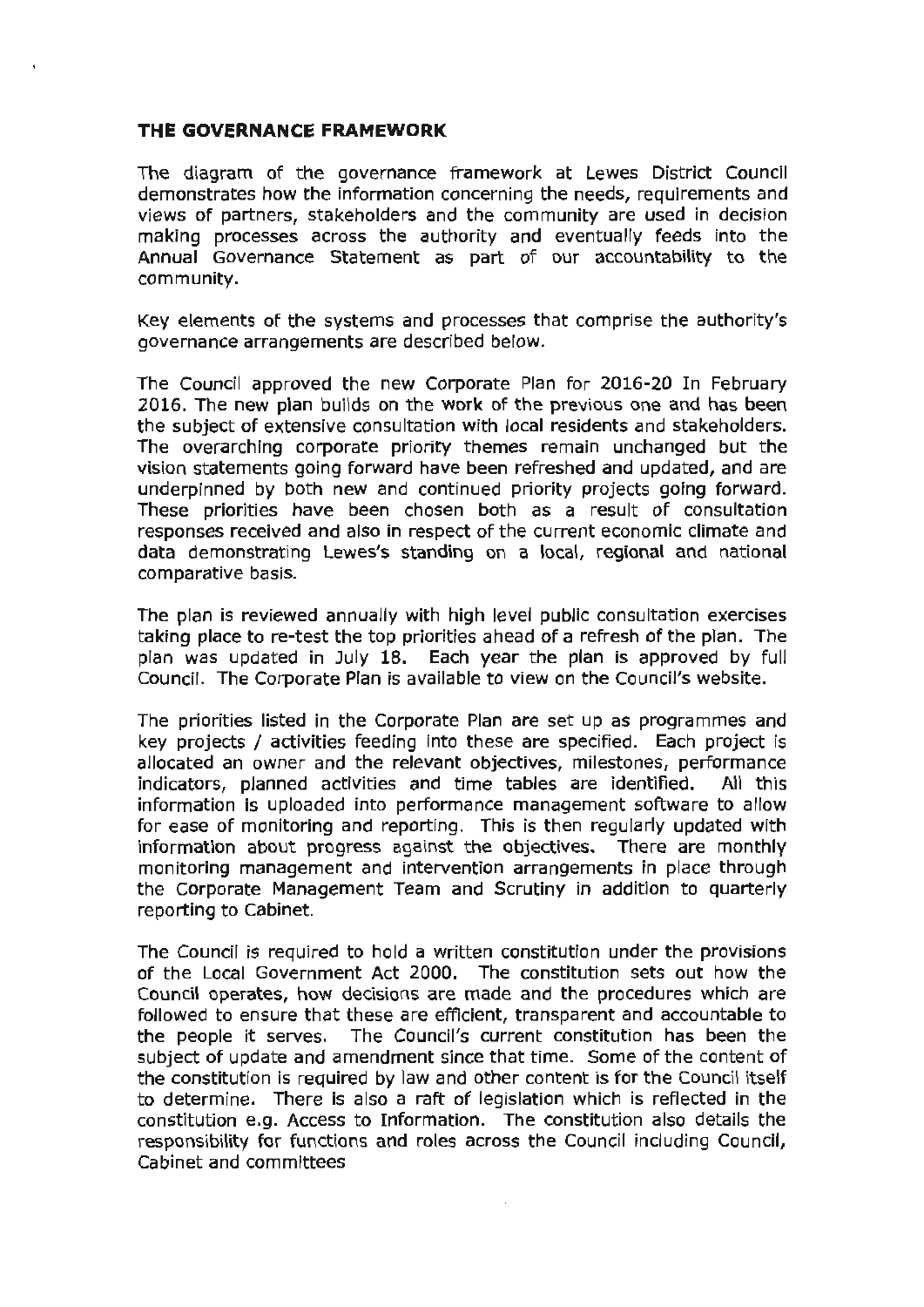## THE GOVERNANCE FRAMEWORK

The diagram of the governance framework at Lewes District Council demonstrates how the information concerning the needs, requirements and views of partners, stakeholders and the community are used in decision making processes across the authority and eventually feeds into the Annual Governance Statement as part of our accountability to the community.

Key elements of the systems and processes that comprise the authority's governance arrangements are described below.

The Council approved the new Corporate Plan for 2016-20 In February 2016. The new plan builds on the work of the previous one and has been the subject of extensive consultation with local residents and stakeholders. The overarching corporate priority themes remain unchanged but the vision statements going forward have been refreshed and updated, and are underpinned by both new and continued priority projects going forward. These priorities have been chosen both as a result of consultation responses received and also in respect of the current economic climate and data demonstrating Lewes's standing on a local, regional and national comparative basis.

The plan is reviewed annually with high level public consultation exercises taking place to re-test the top priorities ahead of a refresh of the plan. The plan was updated in July 18. Each year the plan is approved by full Council. The Corporate Plan is available to view on the Council's website.

The priorities listed in the Corporate Plan are set up as programmes and key projects / activities feeding into these are specified. Each project is allocated an owner and the relevant objectives, milestones, performance indicators, planned activities and time tables are identified. All this information is uploaded into performance management software to allow for ease of monitoring and reporting. This is then regularly updated with information about progress against the objectives. There are monthly monitoring management and intervention arrangements in place through the Corporate Management Team and Scrutiny in addition to quarterly reporting to Cabinet.

The Council is required to hold a written constitution under the provisions of the Local Government Act 2000. The constitution sets out how the Council operates, how decisions are made and the procedures which are followed to ensure that these are efficient, transparent and accountable to the people it serves. The Council's current constitution has been the subject of update and amendment since that time. Some of the content of the constitution is required by law and other content is for the Council itself to determine. There is also a raft of legislation which is reflected in the constitution e.g. Access to Information. The constitution also details the responsibility for functions and roles across the Council including Council, Cabinet and committees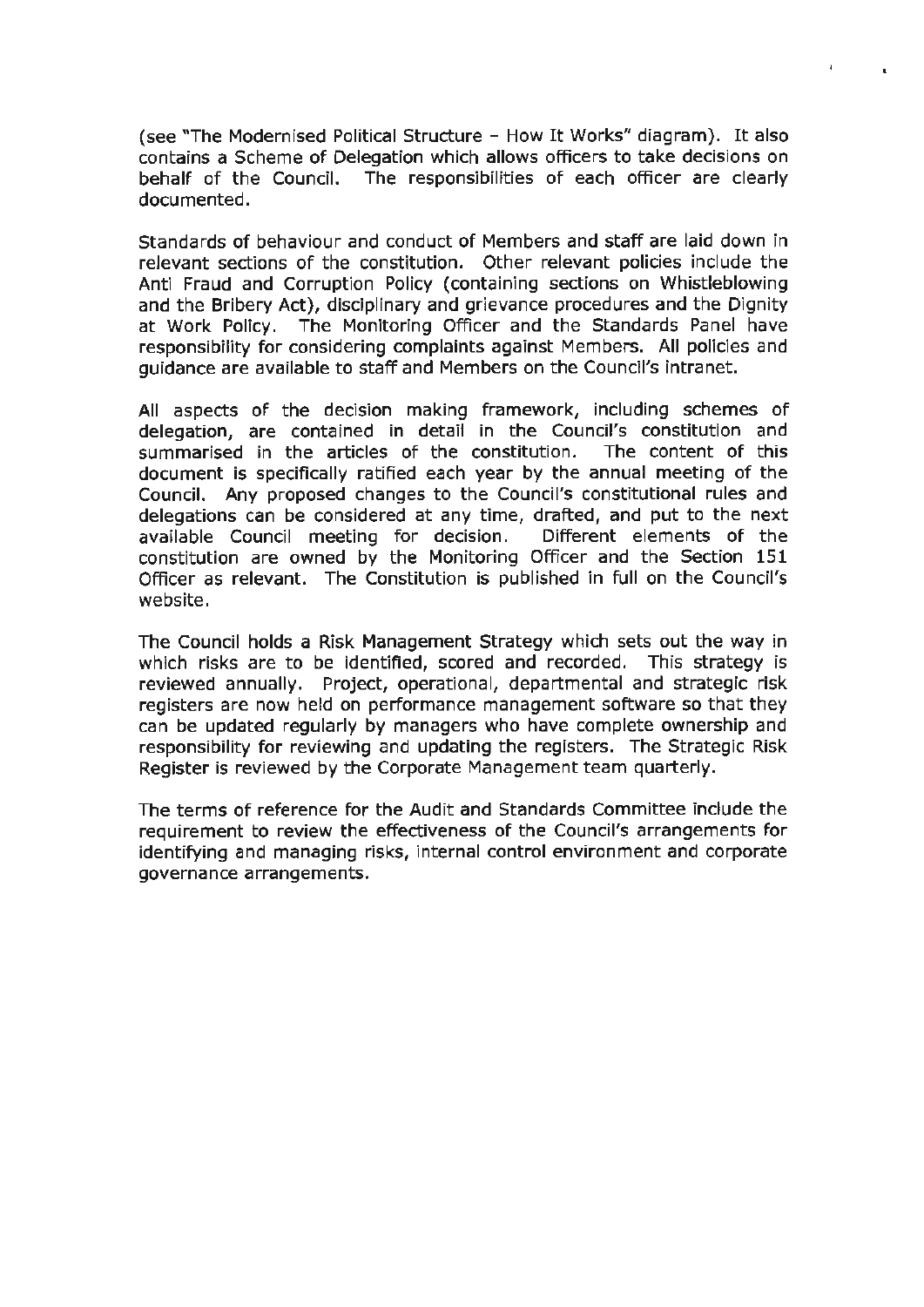(see "The Modernised Political Structure – How It Works" diagram). It also contains a Scheme of Delegation which allows officers to take decisions on behalf of the Council. The responsibilities of each officer are clearly documented.

Standards of behaviour and conduct of Members and staff are laid down in relevant sections of the constitution. Other relevant policies include the Anti Fraud and Corruption Policy (containing sections on Whistleblowing and the Bribery Act), disciplinary and grievance procedures and the Dignity at Work Policy. The Monitoring Officer and the Standards Panel have responsibility for considering complaints against Members. All policies and guidance are available to staff and Members on the Council's intranet.

All aspects of the decision making framework, including schemes of delegation, are contained in detail in the Council's constitution and summarised in the articles of the constitution. The content of this document is specifically ratified each year by the annual meeting of the Council. Any proposed changes to the Council's constitutional rules and delegations can be considered at any time, drafted, and put to the next available Council meeting for decision. Different elements of the constitution are owned by the Monitoring Officer and the Section 151 Officer as relevant. The Constitution is published in full on the Council's website.

The Council holds a Risk Management Strategy which sets out the way in which risks are to be identified, scored and recorded. This strategy is reviewed annually. Project, operational, departmental and strategic risk registers are now held on performance management software so that they can be updated regularly by managers who have complete ownership and responsibility for reviewing and updating the registers. The Strategic Risk Register is reviewed by the Corporate Management team quarterly.

The terms of reference for the Audit and Standards Committee include the requirement to review the effectiveness of the Council's arrangements for identifying and managing risks, internal control environment and corporate governance arrangements.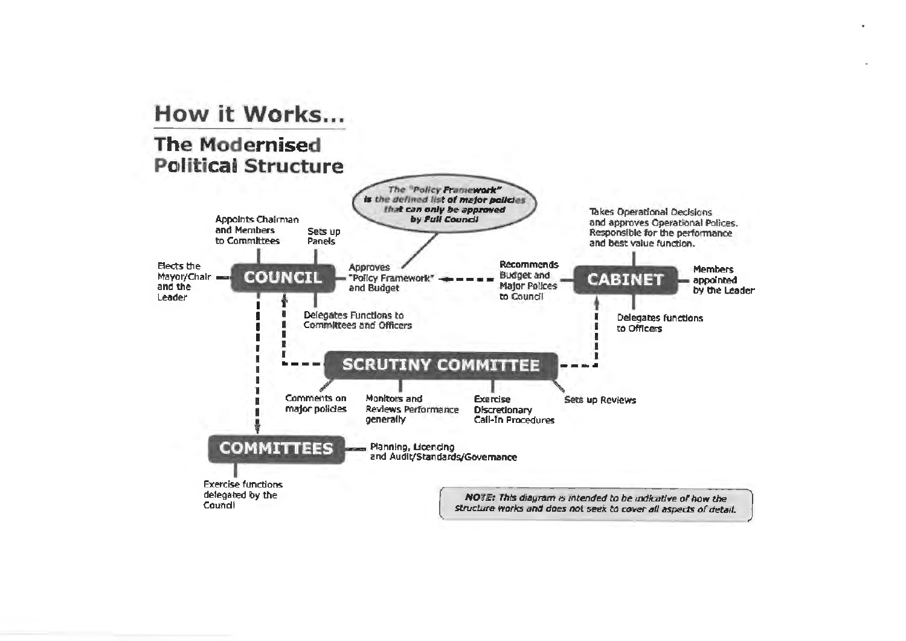# How it Works...

## The Modernised Political Structure

***The "Policy Framework" is the defined list of major policies that can only be approved by Full Council***

**COUNCIL**

- Elects the Mayor/Chair and the Leader
- Appoints Chairman and Members to Committees
- Sets up Panels
- Approves "Policy Framework" and Budget
- Delegates Functions to Committees and Officers

**CABINET**

- Takes Operational Decisions and approves Operational Polices. Responsible for the performance and best value function.
- Members appointed by the Leader
- Recommends Budget and Major Polices to Council
- Delegates functions to Officers

**SCRUTINY COMMITTEE**

- Comments on major policies
- Monitors and Reviews Performance generally
- Exercise Discretionary Call-In Procedures
- Sets up Reviews

**COMMITTEES**

- Planning, Licencing and Audit/Standards/Governance
- Exercise functions delegated by the Council

*NOTE: This diagram is intended to be indicative of how the structure works and does not seek to cover all aspects of detail.*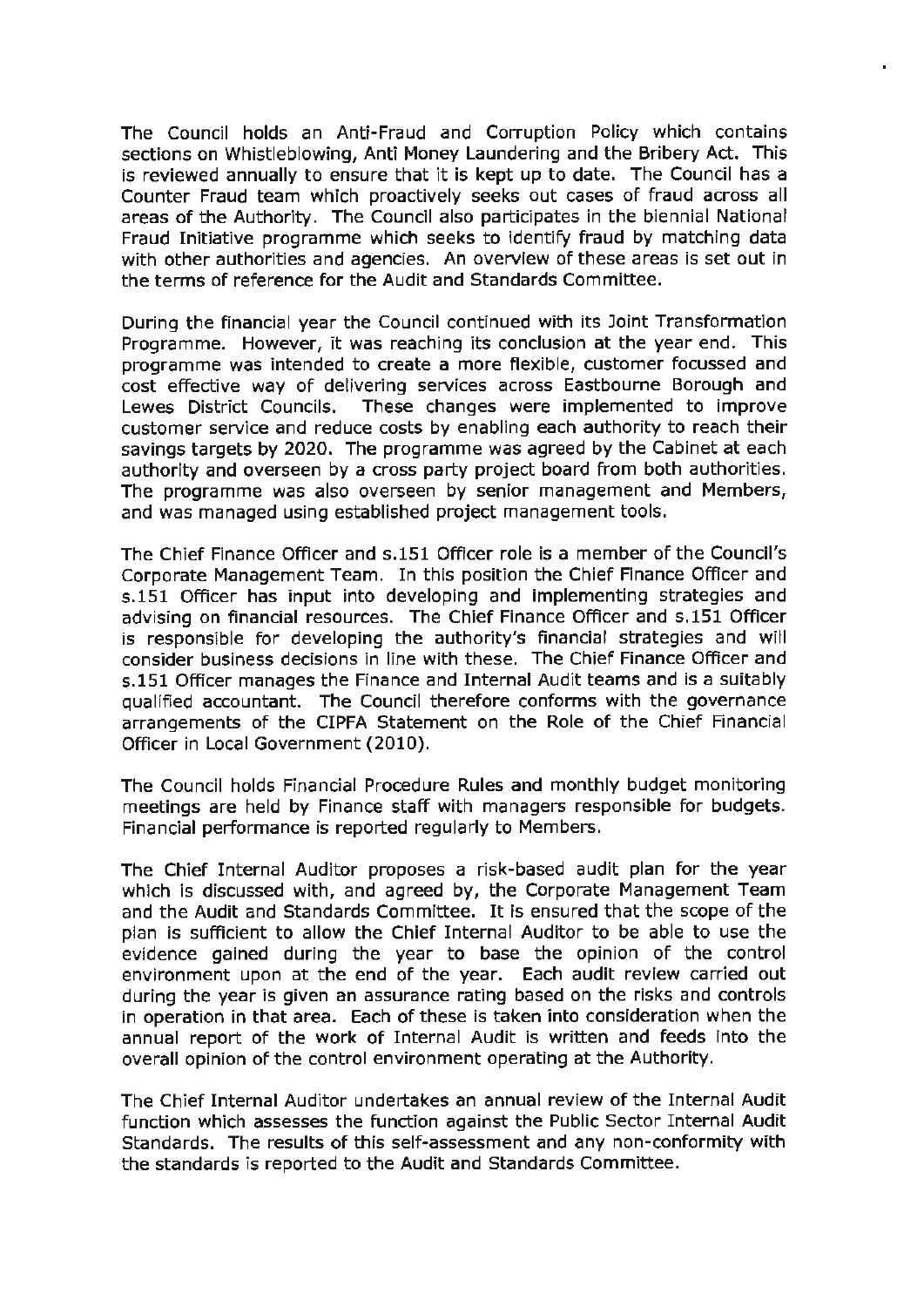The Council holds an Anti-Fraud and Corruption Policy which contains sections on Whistleblowing, Anti Money Laundering and the Bribery Act. This is reviewed annually to ensure that it is kept up to date. The Council has a Counter Fraud team which proactively seeks out cases of fraud across all areas of the Authority. The Council also participates in the biennial National Fraud Initiative programme which seeks to identify fraud by matching data with other authorities and agencies. An overview of these areas is set out in the terms of reference for the Audit and Standards Committee.

During the financial year the Council continued with its Joint Transformation Programme. However, it was reaching its conclusion at the year end. This programme was intended to create a more flexible, customer focussed and cost effective way of delivering services across Eastbourne Borough and Lewes District Councils. These changes were implemented to improve customer service and reduce costs by enabling each authority to reach their savings targets by 2020. The programme was agreed by the Cabinet at each authority and overseen by a cross party project board from both authorities. The programme was also overseen by senior management and Members, and was managed using established project management tools.

The Chief Finance Officer and s.151 Officer role is a member of the Council's Corporate Management Team. In this position the Chief Finance Officer and s.151 Officer has input into developing and implementing strategies and advising on financial resources. The Chief Finance Officer and s.151 Officer is responsible for developing the authority's financial strategies and will consider business decisions in line with these. The Chief Finance Officer and s.151 Officer manages the Finance and Internal Audit teams and is a suitably qualified accountant. The Council therefore conforms with the governance arrangements of the CIPFA Statement on the Role of the Chief Financial Officer in Local Government (2010).

The Council holds Financial Procedure Rules and monthly budget monitoring meetings are held by Finance staff with managers responsible for budgets. Financial performance is reported regularly to Members.

The Chief Internal Auditor proposes a risk-based audit plan for the year which is discussed with, and agreed by, the Corporate Management Team and the Audit and Standards Committee. It is ensured that the scope of the plan is sufficient to allow the Chief Internal Auditor to be able to use the evidence gained during the year to base the opinion of the control environment upon at the end of the year. Each audit review carried out during the year is given an assurance rating based on the risks and controls in operation in that area. Each of these is taken into consideration when the annual report of the work of Internal Audit is written and feeds into the overall opinion of the control environment operating at the Authority.

The Chief Internal Auditor undertakes an annual review of the Internal Audit function which assesses the function against the Public Sector Internal Audit Standards. The results of this self-assessment and any non-conformity with the standards is reported to the Audit and Standards Committee.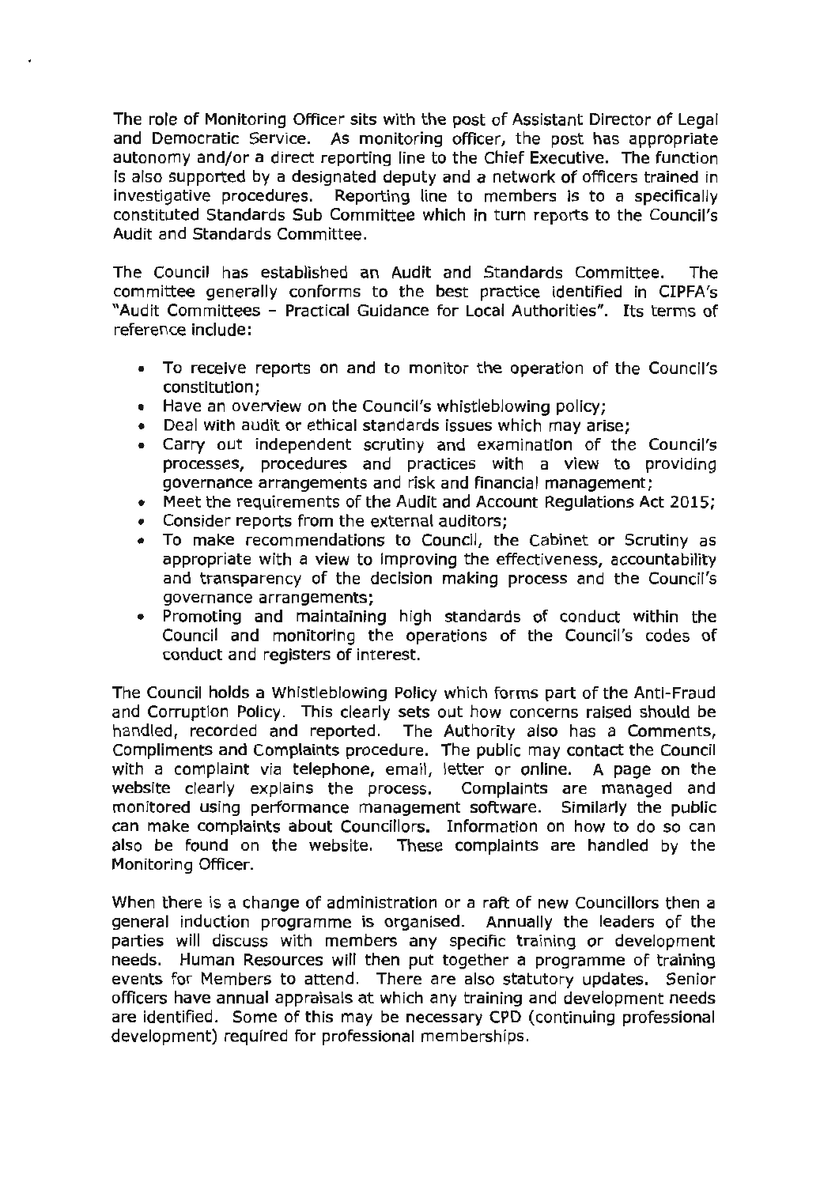The role of Monitoring Officer sits with the post of Assistant Director of Legal and Democratic Service. As monitoring officer, the post has appropriate autonomy and/or a direct reporting line to the Chief Executive. The function is also supported by a designated deputy and a network of officers trained in investigative procedures. Reporting line to members is to a specifically constituted Standards Sub Committee which in turn reports to the Council's Audit and Standards Committee.

The Council has established an Audit and Standards Committee. The committee generally conforms to the best practice identified in CIPFA's "Audit Committees – Practical Guidance for Local Authorities". Its terms of reference include:

- To receive reports on and to monitor the operation of the Council's constitution;
- Have an overview on the Council's whistleblowing policy;
- Deal with audit or ethical standards issues which may arise;
- Carry out independent scrutiny and examination of the Council's processes, procedures and practices with a view to providing governance arrangements and risk and financial management;
- Meet the requirements of the Audit and Account Regulations Act 2015;
- Consider reports from the external auditors;
- To make recommendations to Council, the Cabinet or Scrutiny as appropriate with a view to improving the effectiveness, accountability and transparency of the decision making process and the Council's governance arrangements;
- Promoting and maintaining high standards of conduct within the Council and monitoring the operations of the Council's codes of conduct and registers of interest.

The Council holds a Whistleblowing Policy which forms part of the Anti-Fraud and Corruption Policy. This clearly sets out how concerns raised should be handled, recorded and reported. The Authority also has a Comments, Compliments and Complaints procedure. The public may contact the Council with a complaint via telephone, email, letter or online. A page on the website clearly explains the process. Complaints are managed and monitored using performance management software. Similarly the public can make complaints about Councillors. Information on how to do so can also be found on the website. These complaints are handled by the Monitoring Officer.

When there is a change of administration or a raft of new Councillors then a general induction programme is organised. Annually the leaders of the parties will discuss with members any specific training or development needs. Human Resources will then put together a programme of training events for Members to attend. There are also statutory updates. Senior officers have annual appraisals at which any training and development needs are identified. Some of this may be necessary CPD (continuing professional development) required for professional memberships.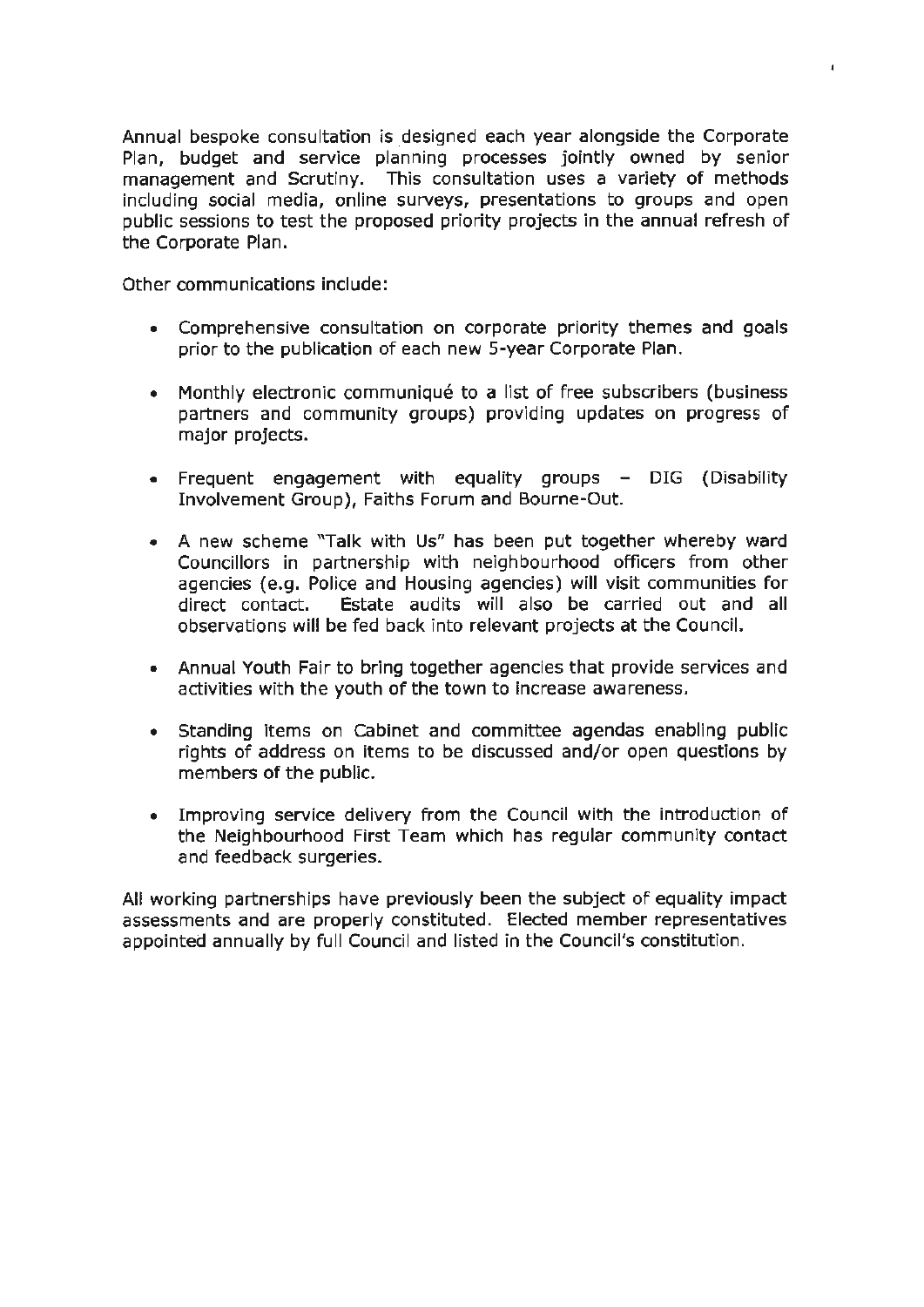Annual bespoke consultation is designed each year alongside the Corporate Plan, budget and service planning processes jointly owned by senior management and Scrutiny. This consultation uses a variety of methods including social media, online surveys, presentations to groups and open public sessions to test the proposed priority projects in the annual refresh of the Corporate Plan.

Other communications include:

- Comprehensive consultation on corporate priority themes and goals prior to the publication of each new 5-year Corporate Plan.
- Monthly electronic communiqué to a list of free subscribers (business partners and community groups) providing updates on progress of major projects.
- Frequent engagement with equality groups – DIG (Disability Involvement Group), Faiths Forum and Bourne-Out.
- A new scheme "Talk with Us" has been put together whereby ward Councillors in partnership with neighbourhood officers from other agencies (e.g. Police and Housing agencies) will visit communities for direct contact. Estate audits will also be carried out and all observations will be fed back into relevant projects at the Council.
- Annual Youth Fair to bring together agencies that provide services and activities with the youth of the town to increase awareness.
- Standing items on Cabinet and committee agendas enabling public rights of address on items to be discussed and/or open questions by members of the public.
- Improving service delivery from the Council with the introduction of the Neighbourhood First Team which has regular community contact and feedback surgeries.

All working partnerships have previously been the subject of equality impact assessments and are properly constituted. Elected member representatives appointed annually by full Council and listed in the Council's constitution.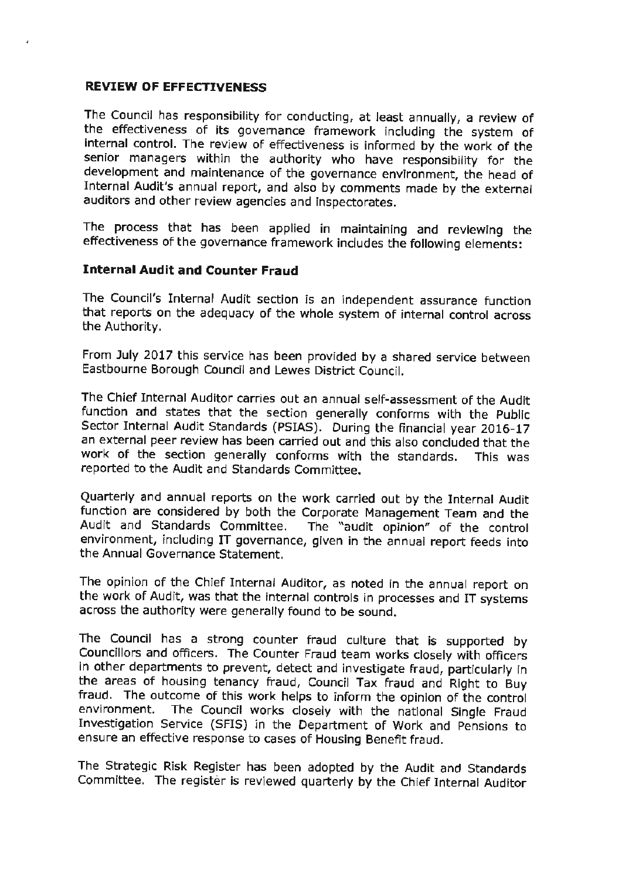**REVIEW OF EFFECTIVENESS**

The Council has responsibility for conducting, at least annually, a review of the effectiveness of its governance framework including the system of internal control. The review of effectiveness is informed by the work of the senior managers within the authority who have responsibility for the development and maintenance of the governance environment, the head of Internal Audit's annual report, and also by comments made by the external auditors and other review agencies and inspectorates.

The process that has been applied in maintaining and reviewing the effectiveness of the governance framework includes the following elements:

**Internal Audit and Counter Fraud**

The Council's Internal Audit section is an independent assurance function that reports on the adequacy of the whole system of internal control across the Authority.

From July 2017 this service has been provided by a shared service between Eastbourne Borough Council and Lewes District Council.

The Chief Internal Auditor carries out an annual self-assessment of the Audit function and states that the section generally conforms with the Public Sector Internal Audit Standards (PSIAS). During the financial year 2016-17 an external peer review has been carried out and this also concluded that the work of the section generally conforms with the standards. This was reported to the Audit and Standards Committee.

Quarterly and annual reports on the work carried out by the Internal Audit function are considered by both the Corporate Management Team and the Audit and Standards Committee. The "audit opinion" of the control environment, including IT governance, given in the annual report feeds into the Annual Governance Statement.

The opinion of the Chief Internal Auditor, as noted in the annual report on the work of Audit, was that the internal controls in processes and IT systems across the authority were generally found to be sound.

The Council has a strong counter fraud culture that is supported by Councillors and officers. The Counter Fraud team works closely with officers in other departments to prevent, detect and investigate fraud, particularly in the areas of housing tenancy fraud, Council Tax fraud and Right to Buy fraud. The outcome of this work helps to inform the opinion of the control environment. The Council works closely with the national Single Fraud Investigation Service (SFIS) in the Department of Work and Pensions to ensure an effective response to cases of Housing Benefit fraud.

The Strategic Risk Register has been adopted by the Audit and Standards Committee. The register is reviewed quarterly by the Chief Internal Auditor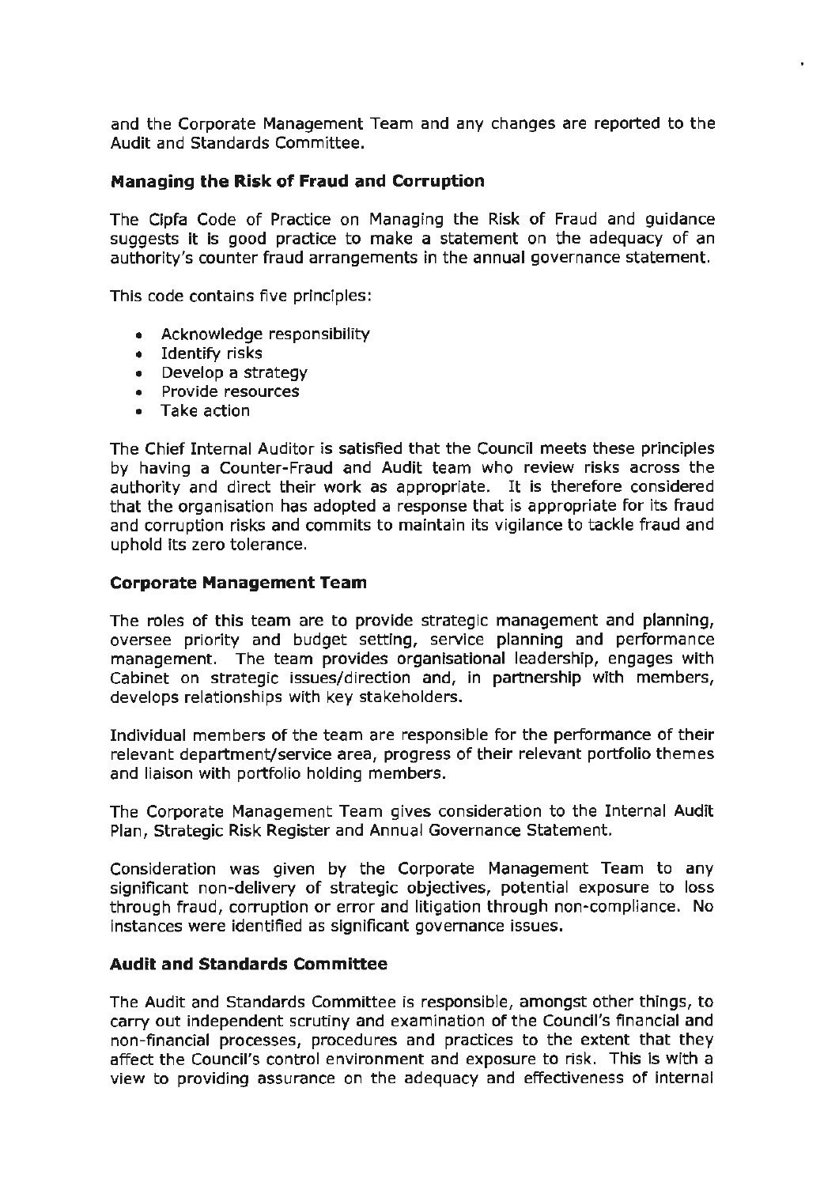and the Corporate Management Team and any changes are reported to the Audit and Standards Committee.

### Managing the Risk of Fraud and Corruption

The Cipfa Code of Practice on Managing the Risk of Fraud and guidance suggests it is good practice to make a statement on the adequacy of an authority's counter fraud arrangements in the annual governance statement.

This code contains five principles:

- Acknowledge responsibility
- Identify risks
- Develop a strategy
- Provide resources
- Take action

The Chief Internal Auditor is satisfied that the Council meets these principles by having a Counter-Fraud and Audit team who review risks across the authority and direct their work as appropriate. It is therefore considered that the organisation has adopted a response that is appropriate for its fraud and corruption risks and commits to maintain its vigilance to tackle fraud and uphold its zero tolerance.

### Corporate Management Team

The roles of this team are to provide strategic management and planning, oversee priority and budget setting, service planning and performance management. The team provides organisational leadership, engages with Cabinet on strategic issues/direction and, in partnership with members, develops relationships with key stakeholders.

Individual members of the team are responsible for the performance of their relevant department/service area, progress of their relevant portfolio themes and liaison with portfolio holding members.

The Corporate Management Team gives consideration to the Internal Audit Plan, Strategic Risk Register and Annual Governance Statement.

Consideration was given by the Corporate Management Team to any significant non-delivery of strategic objectives, potential exposure to loss through fraud, corruption or error and litigation through non-compliance. No instances were identified as significant governance issues.

### Audit and Standards Committee

The Audit and Standards Committee is responsible, amongst other things, to carry out independent scrutiny and examination of the Council's financial and non-financial processes, procedures and practices to the extent that they affect the Council's control environment and exposure to risk. This is with a view to providing assurance on the adequacy and effectiveness of internal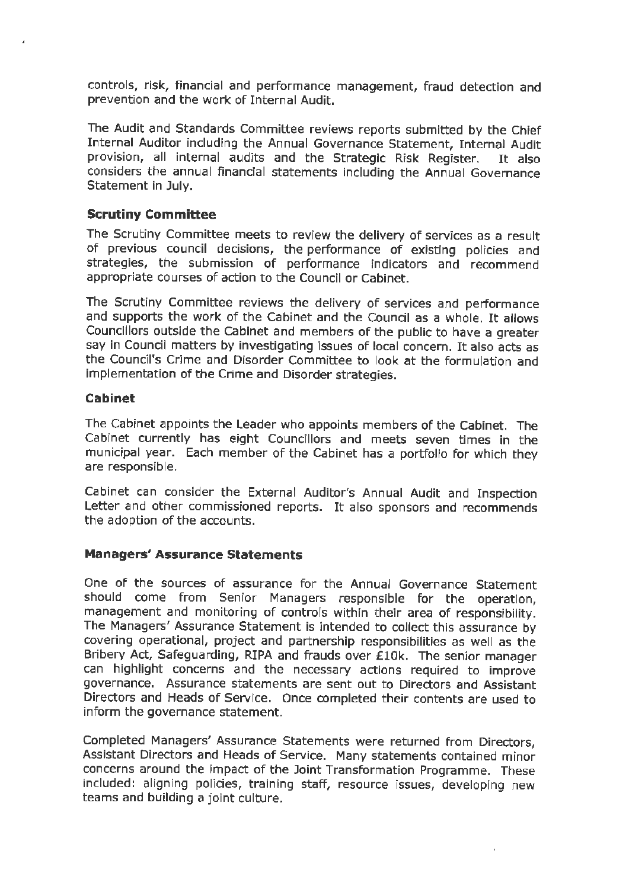controls, risk, financial and performance management, fraud detection and prevention and the work of Internal Audit.

The Audit and Standards Committee reviews reports submitted by the Chief Internal Auditor including the Annual Governance Statement, Internal Audit provision, all internal audits and the Strategic Risk Register. It also considers the annual financial statements including the Annual Governance Statement in July.

### Scrutiny Committee

The Scrutiny Committee meets to review the delivery of services as a result of previous council decisions, the performance of existing policies and strategies, the submission of performance indicators and recommend appropriate courses of action to the Council or Cabinet.

The Scrutiny Committee reviews the delivery of services and performance and supports the work of the Cabinet and the Council as a whole. It allows Councillors outside the Cabinet and members of the public to have a greater say in Council matters by investigating issues of local concern. It also acts as the Council's Crime and Disorder Committee to look at the formulation and implementation of the Crime and Disorder strategies.

### Cabinet

The Cabinet appoints the Leader who appoints members of the Cabinet. The Cabinet currently has eight Councillors and meets seven times in the municipal year. Each member of the Cabinet has a portfolio for which they are responsible.

Cabinet can consider the External Auditor's Annual Audit and Inspection Letter and other commissioned reports. It also sponsors and recommends the adoption of the accounts.

### Managers' Assurance Statements

One of the sources of assurance for the Annual Governance Statement should come from Senior Managers responsible for the operation, management and monitoring of controls within their area of responsibility. The Managers' Assurance Statement is intended to collect this assurance by covering operational, project and partnership responsibilities as well as the Bribery Act, Safeguarding, RIPA and frauds over £10k. The senior manager can highlight concerns and the necessary actions required to improve governance. Assurance statements are sent out to Directors and Assistant Directors and Heads of Service. Once completed their contents are used to inform the governance statement.

Completed Managers' Assurance Statements were returned from Directors, Assistant Directors and Heads of Service. Many statements contained minor concerns around the impact of the Joint Transformation Programme. These included: aligning policies, training staff, resource issues, developing new teams and building a joint culture.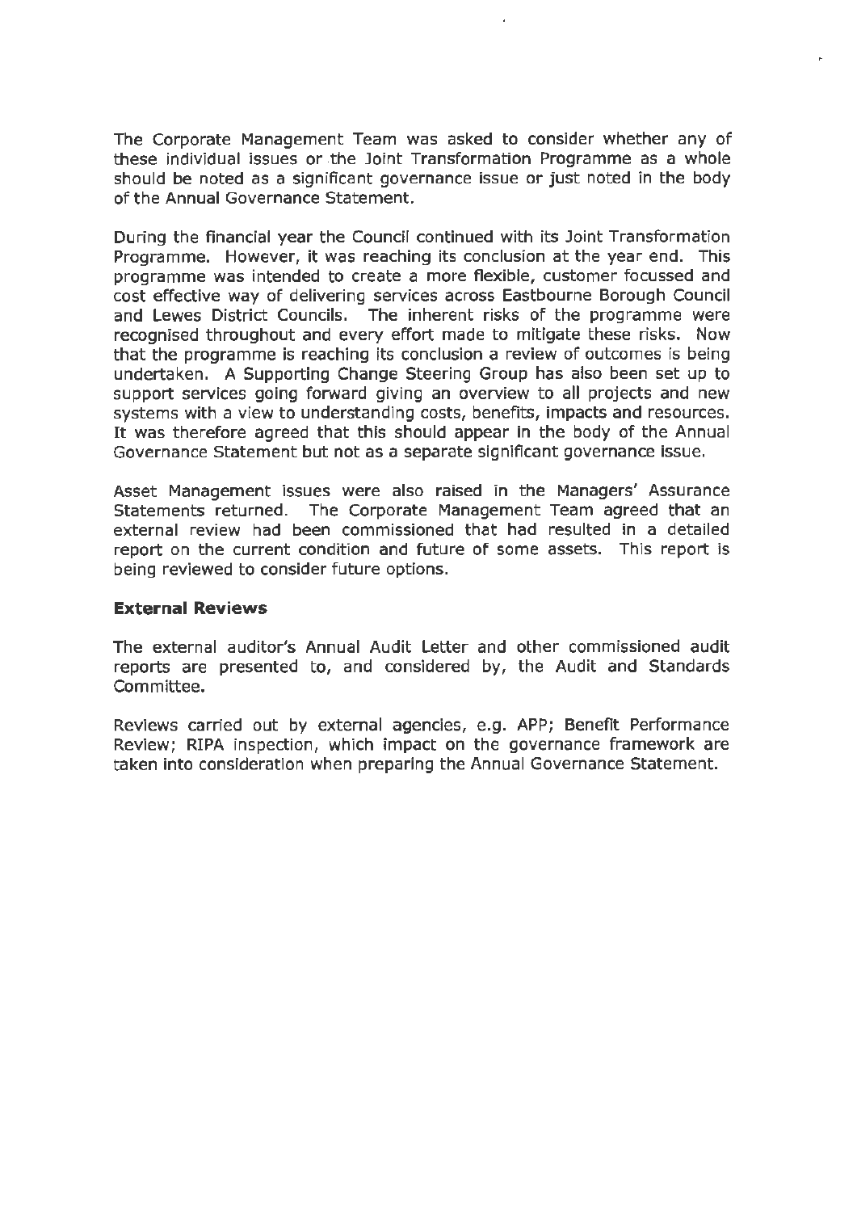The Corporate Management Team was asked to consider whether any of these individual issues or the Joint Transformation Programme as a whole should be noted as a significant governance issue or just noted in the body of the Annual Governance Statement.

During the financial year the Council continued with its Joint Transformation Programme. However, it was reaching its conclusion at the year end. This programme was intended to create a more flexible, customer focussed and cost effective way of delivering services across Eastbourne Borough Council and Lewes District Councils. The inherent risks of the programme were recognised throughout and every effort made to mitigate these risks. Now that the programme is reaching its conclusion a review of outcomes is being undertaken. A Supporting Change Steering Group has also been set up to support services going forward giving an overview to all projects and new systems with a view to understanding costs, benefits, impacts and resources. It was therefore agreed that this should appear in the body of the Annual Governance Statement but not as a separate significant governance issue.

Asset Management issues were also raised in the Managers' Assurance Statements returned. The Corporate Management Team agreed that an external review had been commissioned that had resulted in a detailed report on the current condition and future of some assets. This report is being reviewed to consider future options.

**External Reviews**

The external auditor's Annual Audit Letter and other commissioned audit reports are presented to, and considered by, the Audit and Standards Committee.

Reviews carried out by external agencies, e.g. APP; Benefit Performance Review; RIPA inspection, which impact on the governance framework are taken into consideration when preparing the Annual Governance Statement.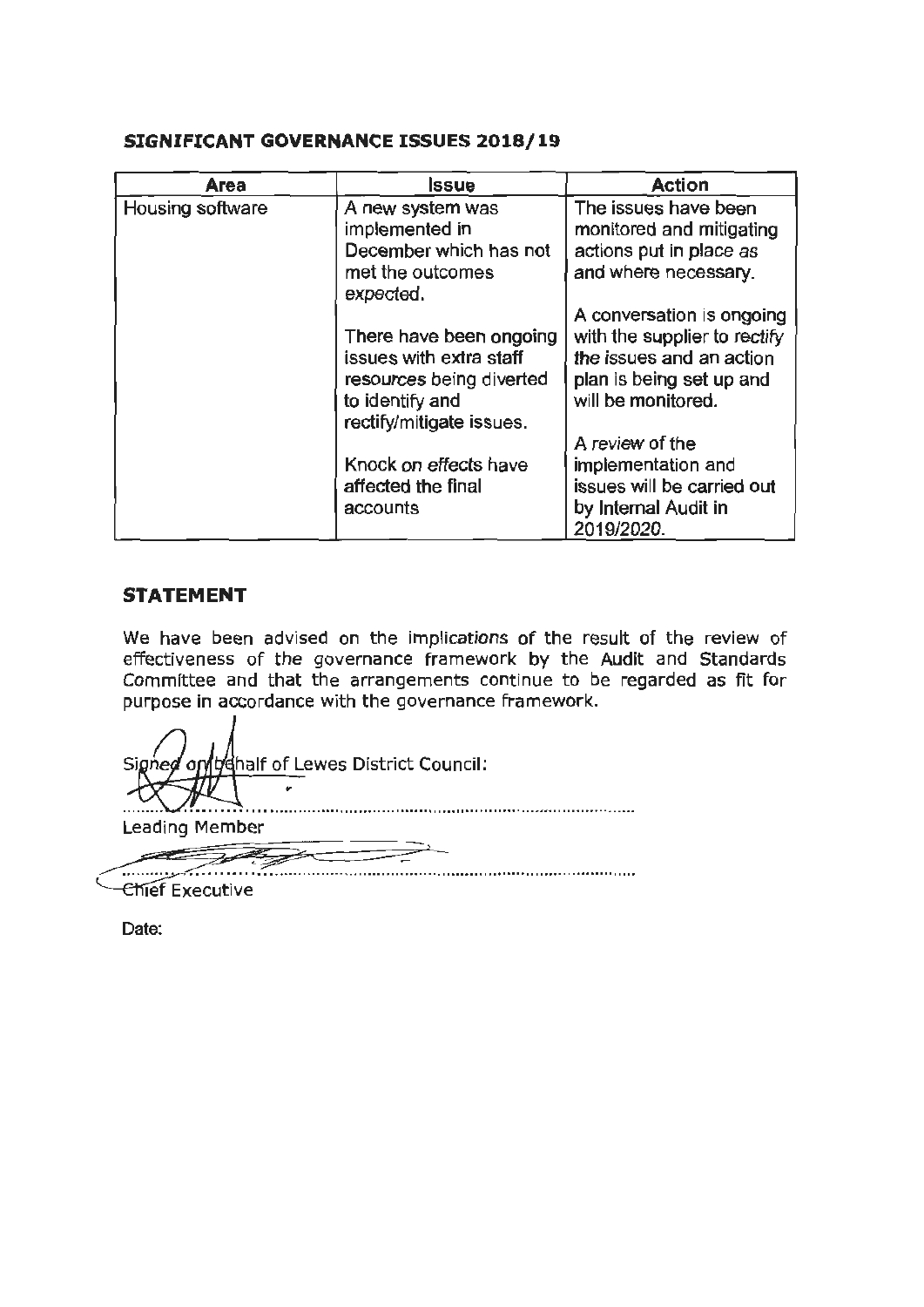## SIGNIFICANT GOVERNANCE ISSUES 2018/19

| Area | Issue | Action |
|---|---|---|
| Housing software | A new system was implemented in December which has not met the outcomes expected.<br><br>There have been ongoing issues with extra staff resources being diverted to identify and rectify/mitigate issues.<br><br>Knock on effects have affected the final accounts | The issues have been monitored and mitigating actions put in place as and where necessary.<br><br>A conversation is ongoing with the supplier to rectify the issues and an action plan is being set up and will be monitored.<br><br>A review of the implementation and issues will be carried out by Internal Audit in 2019/2020. |

## STATEMENT

We have been advised on the implications of the result of the review of effectiveness of the governance framework by the Audit and Standards Committee and that the arrangements continue to be regarded as fit for purpose in accordance with the governance framework.

Signed on behalf of Lewes District Council:

..........................................................................................

Leading Member

..........................................................................................

Chief Executive

Date: